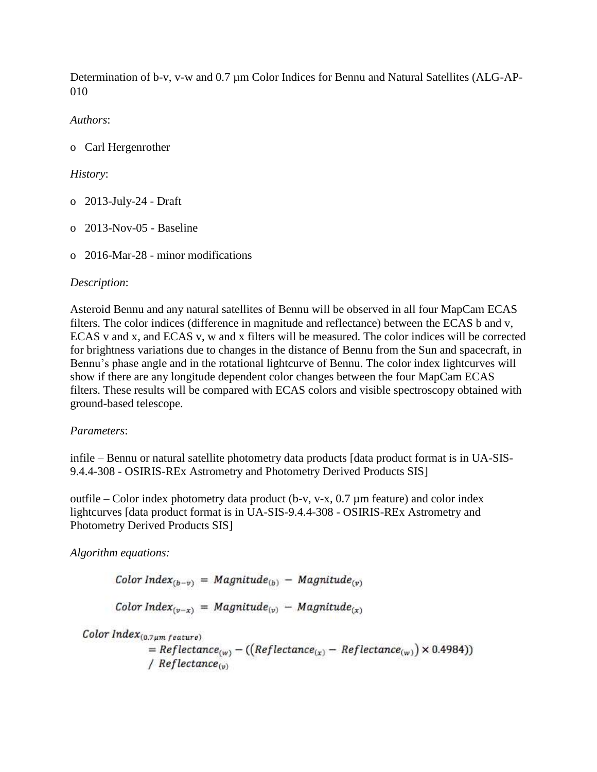Determination of b-v, v-w and 0.7 µm Color Indices for Bennu and Natural Satellites (ALG-AP-010

*Authors*:

- Carl Hergenrother

*History*:

- 2013-July-24 - Draft
- 2013-Nov-05 - Baseline
- 2016-Mar-28 - minor modifications

*Description*:

Asteroid Bennu and any natural satellites of Bennu will be observed in all four MapCam ECAS filters. The color indices (difference in magnitude and reflectance) between the ECAS b and v, ECAS v and x, and ECAS v, w and x filters will be measured. The color indices will be corrected for brightness variations due to changes in the distance of Bennu from the Sun and spacecraft, in Bennu's phase angle and in the rotational lightcurve of Bennu. The color index lightcurves will show if there are any longitude dependent color changes between the four MapCam ECAS filters. These results will be compared with ECAS colors and visible spectroscopy obtained with ground-based telescope.

*Parameters*:

infile – Bennu or natural satellite photometry data products [data product format is in UA-SIS-9.4.4-308 - OSIRIS-REx Astrometry and Photometry Derived Products SIS]

outfile – Color index photometry data product (b-v, v-x, 0.7 µm feature) and color index lightcurves [data product format is in UA-SIS-9.4.4-308 - OSIRIS-REx Astrometry and Photometry Derived Products SIS]

*Algorithm equations:*

$$Color\ Index_{(b-v)} = Magnitude_{(b)} - Magnitude_{(v)}$$

$$Color\ Index_{(v-x)} = Magnitude_{(v)} - Magnitude_{(x)}$$

$$Color\ Index_{(0.7\mu m\ feature)} = Reflectance_{(w)} - ((Reflectance_{(x)} - Reflectance_{(w)}) \times 0.4984)) / Reflectance_{(v)}$$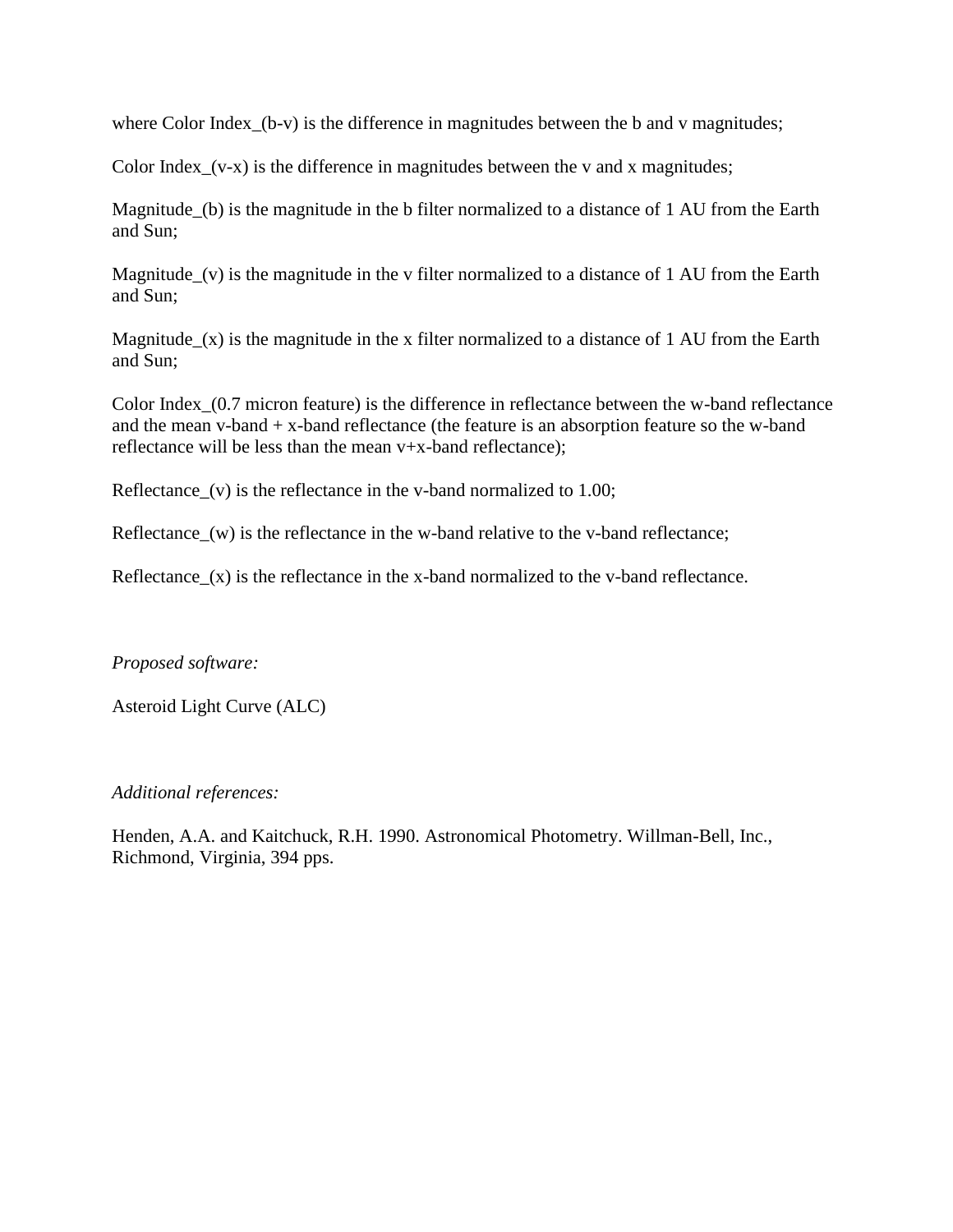where Color Index_(b-v) is the difference in magnitudes between the b and v magnitudes;

Color Index_(v-x) is the difference in magnitudes between the v and x magnitudes;

Magnitude_(b) is the magnitude in the b filter normalized to a distance of 1 AU from the Earth and Sun;

Magnitude_(v) is the magnitude in the v filter normalized to a distance of 1 AU from the Earth and Sun;

Magnitude_(x) is the magnitude in the x filter normalized to a distance of 1 AU from the Earth and Sun;

Color Index_(0.7 micron feature) is the difference in reflectance between the w-band reflectance and the mean v-band + x-band reflectance (the feature is an absorption feature so the w-band reflectance will be less than the mean v+x-band reflectance);

Reflectance_(v) is the reflectance in the v-band normalized to 1.00;

Reflectance_(w) is the reflectance in the w-band relative to the v-band reflectance;

Reflectance_(x) is the reflectance in the x-band normalized to the v-band reflectance.

*Proposed software:*

Asteroid Light Curve (ALC)

*Additional references:*

Henden, A.A. and Kaitchuck, R.H. 1990. Astronomical Photometry. Willman-Bell, Inc., Richmond, Virginia, 394 pps.